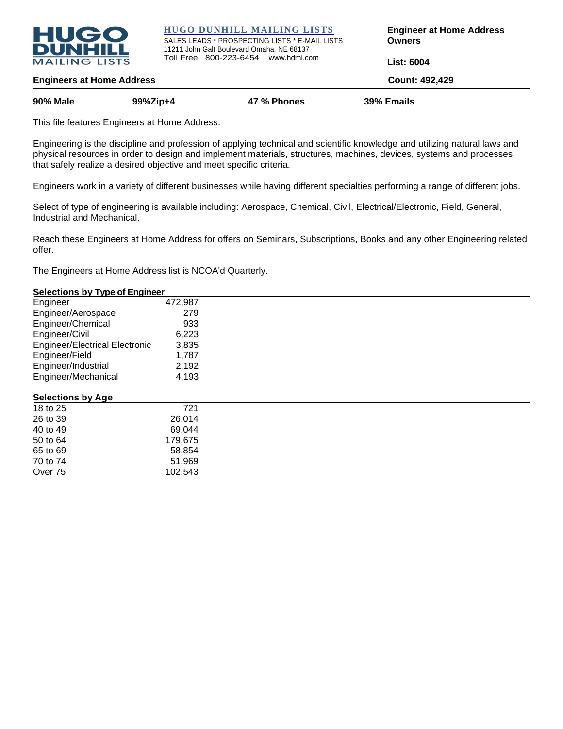**HUGO DUNHILL MAILING LISTS**

SALES LEADS * PROSPECTING LISTS * E-MAIL LISTS
11211 John Galt Boulevard Omaha, NE 68137
Toll Free: 800-223-6454 www.hdml.com

**Engineer at Home Address Owners**

**List: 6004**

**Engineers at Home Address** **Count: 492,429**

**90% Male** **99%Zip+4** **47 % Phones** **39% Emails**

This file features Engineers at Home Address.

Engineering is the discipline and profession of applying technical and scientific knowledge and utilizing natural laws and physical resources in order to design and implement materials, structures, machines, devices, systems and processes that safely realize a desired objective and meet specific criteria.

Engineers work in a variety of different businesses while having different specialties performing a range of different jobs.

Select of type of engineering is available including: Aerospace, Chemical, Civil, Electrical/Electronic, Field, General, Industrial and Mechanical.

Reach these Engineers at Home Address for offers on Seminars, Subscriptions, Books and any other Engineering related offer.

The Engineers at Home Address list is NCOA'd Quarterly.

### Selections by Type of Engineer

| Type | Count |
|---|---|
| Engineer | 472,987 |
| Engineer/Aerospace | 279 |
| Engineer/Chemical | 933 |
| Engineer/Civil | 6,223 |
| Engineer/Electrical Electronic | 3,835 |
| Engineer/Field | 1,787 |
| Engineer/Industrial | 2,192 |
| Engineer/Mechanical | 4,193 |

### Selections by Age

| Age | Count |
|---|---|
| 18 to 25 | 721 |
| 26 to 39 | 26,014 |
| 40 to 49 | 69,044 |
| 50 to 64 | 179,675 |
| 65 to 69 | 58,854 |
| 70 to 74 | 51,969 |
| Over 75 | 102,543 |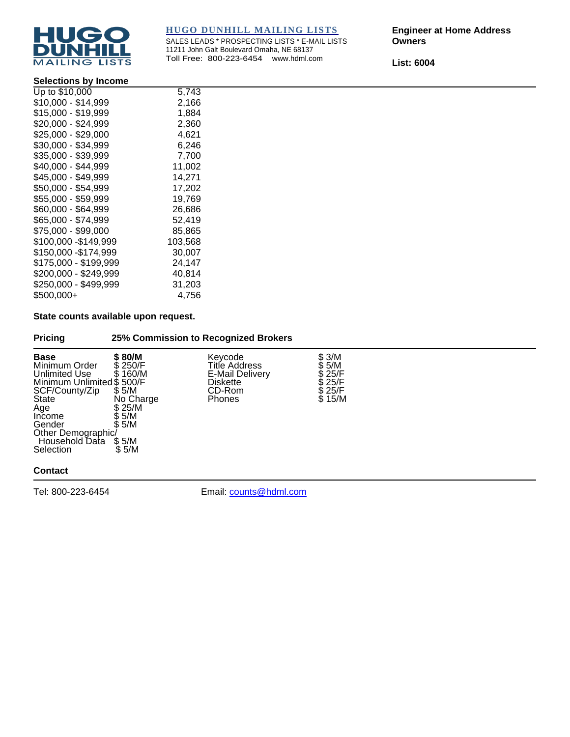**HUGO DUNHILL MAILING LISTS**

SALES LEADS * PROSPECTING LISTS * E-MAIL LISTS
11211 John Galt Boulevard Omaha, NE 68137
Toll Free: 800-223-6454 www.hdml.com

**Engineer at Home Address Owners**

**List: 6004**

### Selections by Income

| | |
|---|---|
| Up to $10,000 | 5,743 |
| $10,000 - $14,999 | 2,166 |
| $15,000 - $19,999 | 1,884 |
| $20,000 - $24,999 | 2,360 |
| $25,000 - $29,000 | 4,621 |
| $30,000 - $34,999 | 6,246 |
| $35,000 - $39,999 | 7,700 |
| $40,000 - $44,999 | 11,002 |
| $45,000 - $49,999 | 14,271 |
| $50,000 - $54,999 | 17,202 |
| $55,000 - $59,999 | 19,769 |
| $60,000 - $64,999 | 26,686 |
| $65,000 - $74,999 | 52,419 |
| $75,000 - $99,000 | 85,865 |
| $100,000 -$149,999 | 103,568 |
| $150,000 -$174,999 | 30,007 |
| $175,000 - $199,999 | 24,147 |
| $200,000 - $249,999 | 40,814 |
| $250,000 - $499,999 | 31,203 |
| $500,000+ | 4,756 |

**State counts available upon request.**

### Pricing    25% Commission to Recognized Brokers

| | | | |
|---|---|---|---|
| **Base** | **$ 80/M** | Keycode | $ 3/M |
| Minimum Order | $ 250/F | Title Address | $ 5/M |
| Unlimited Use | $ 160/M | E-Mail Delivery | $ 25/F |
| Minimum Unlimited | $ 500/F | Diskette | $ 25/F |
| SCF/County/Zip | $ 5/M | CD-Rom | $ 25/F |
| State | No Charge | Phones | $ 15/M |
| Age | $ 25/M | | |
| Income | $ 5/M | | |
| Gender | $ 5/M | | |
| Other Demographic/ Household Data | $ 5/M | | |
| Selection | $ 5/M | | |

### Contact

Tel: 800-223-6454    Email: counts@hdml.com